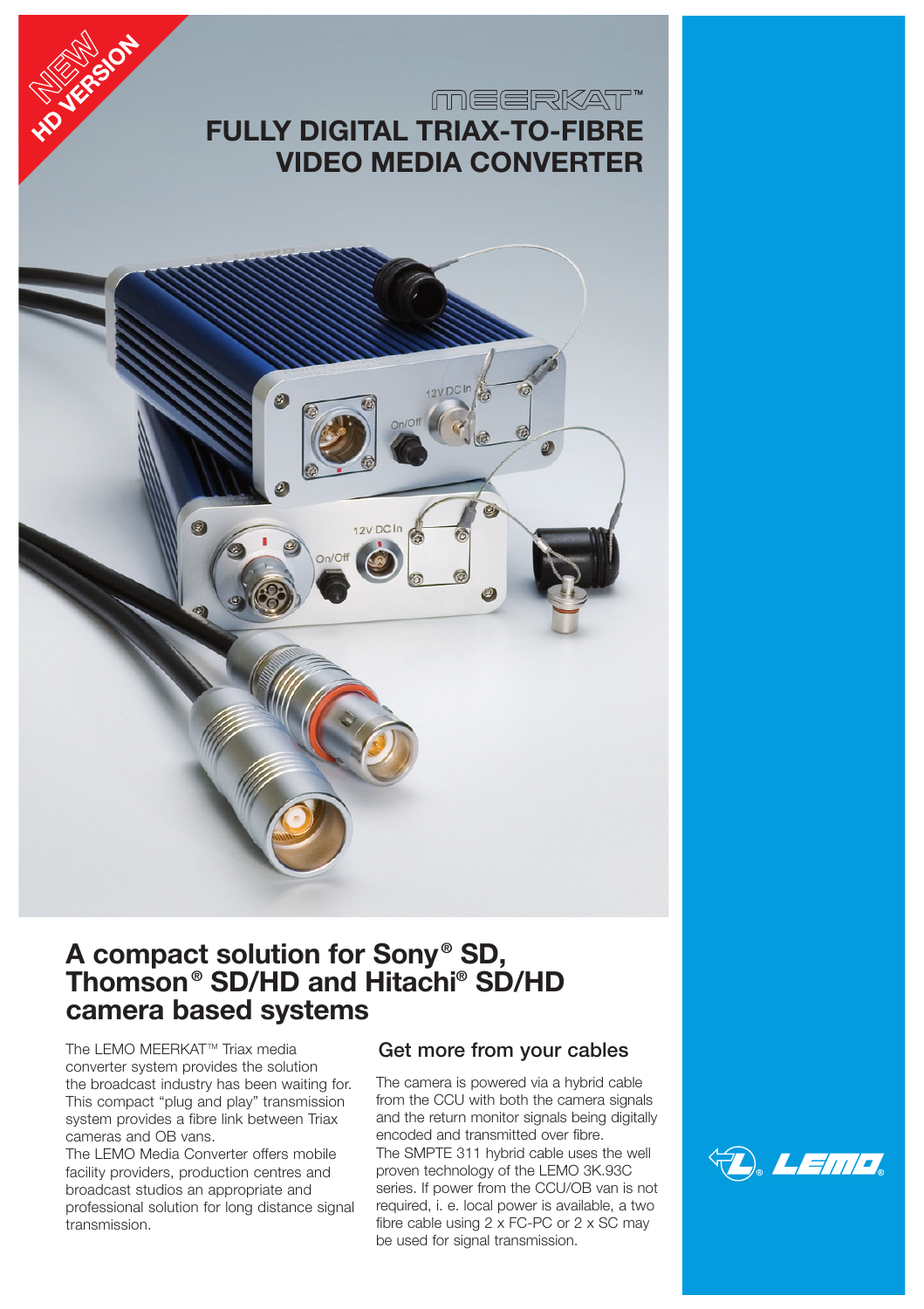NEW HD VERSION

MEERKAT™

# FULLY DIGITAL TRIAX-TO-FIBRE VIDEO MEDIA CONVERTER

## A compact solution for Sony® SD, Thomson® SD/HD and Hitachi® SD/HD camera based systems

The LEMO MEERKAT™ Triax media converter system provides the solution the broadcast industry has been waiting for. This compact "plug and play" transmission system provides a fibre link between Triax cameras and OB vans.
The LEMO Media Converter offers mobile facility providers, production centres and broadcast studios an appropriate and professional solution for long distance signal transmission.

### Get more from your cables

The camera is powered via a hybrid cable from the CCU with both the camera signals and the return monitor signals being digitally encoded and transmitted over fibre.
The SMPTE 311 hybrid cable uses the well proven technology of the LEMO 3K.93C series. If power from the CCU/OB van is not required, i. e. local power is available, a two fibre cable using 2 x FC-PC or 2 x SC may be used for signal transmission.

LEMO®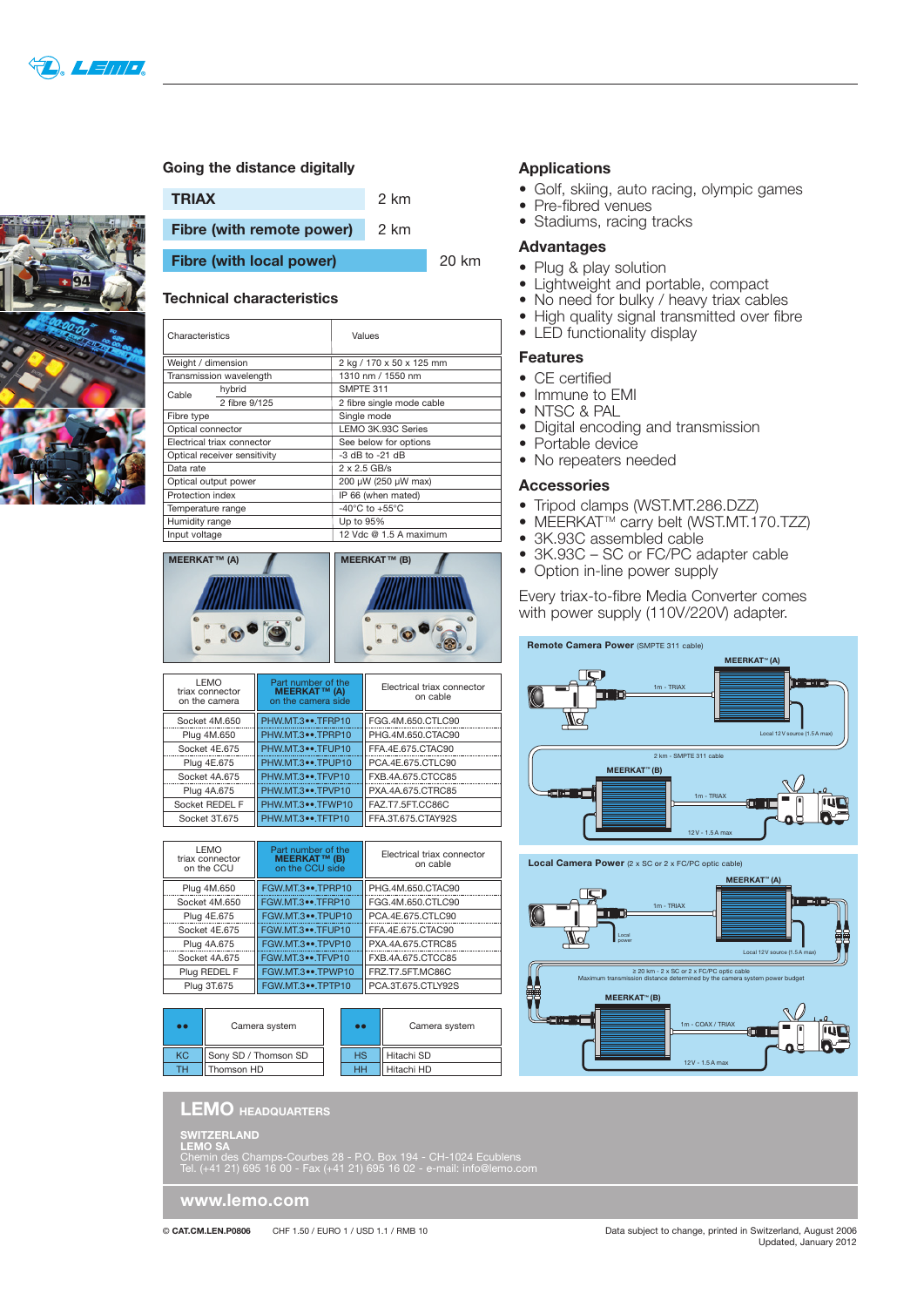## Going the distance digitally

| | |
|---|---|
| **TRIAX** | 2 km |
| **Fibre (with remote power)** | 2 km |
| **Fibre (with local power)** | 20 km |

## Technical characteristics

| Characteristics | | Values |
|---|---|---|
| Weight / dimension | | 2 kg / 170 x 50 x 125 mm |
| Transmission wavelength | | 1310 nm / 1550 nm |
| Cable | hybrid | SMPTE 311 |
| | 2 fibre 9/125 | 2 fibre single mode cable |
| Fibre type | | Single mode |
| Optical connector | | LEMO 3K.93C Series |
| Electrical triax connector | | See below for options |
| Optical receiver sensitivity | | -3 dB to -21 dB |
| Data rate | | 2 x 2.5 GB/s |
| Optical output power | | 200 µW (250 µW max) |
| Protection index | | IP 66 (when mated) |
| Temperature range | | -40°C to +55°C |
| Humidity range | | Up to 95% |
| Input voltage | | 12 Vdc @ 1.5 A maximum |

MEERKAT™ (A)

MEERKAT™ (B)

| LEMO triax connector on the camera | Part number of the MEERKAT™ (A) on the camera side | Electrical triax connector on cable |
|---|---|---|
| Socket 4M.650 | PHW.MT.3••.TFRP10 | FGG.4M.650.CTLC90 |
| Plug 4M.650 | PHW.MT.3••.TPRP10 | PHG.4M.650.CTAC90 |
| Socket 4E.675 | PHW.MT.3••.TFUP10 | FFA.4E.675.CTAC90 |
| Plug 4E.675 | PHW.MT.3••.TPUP10 | PCA.4E.675.CTLC90 |
| Socket 4A.675 | PHW.MT.3••.TFVP10 | FXB.4A.675.CTCC85 |
| Plug 4A.675 | PHW.MT.3••.TPVP10 | PXA.4A.675.CTRC85 |
| Socket REDEL F | PHW.MT.3••.TFWP10 | FAZ.T7.5FT.CC86C |
| Socket 3T.675 | PHW.MT.3••.TFTP10 | FFA.3T.675.CTAY92S |

| LEMO triax connector on the CCU | Part number of the MEERKAT™ (B) on the CCU side | Electrical triax connector on cable |
|---|---|---|
| Plug 4M.650 | FGW.MT.3••.TPRP10 | PHG.4M.650.CTAC90 |
| Socket 4M.650 | FGW.MT.3••.TFRP10 | FGG.4M.650.CTLC90 |
| Plug 4E.675 | FGW.MT.3••.TPUP10 | PCA.4E.675.CTLC90 |
| Socket 4E.675 | FGW.MT.3••.TFUP10 | FFA.4E.675.CTAC90 |
| Plug 4A.675 | FGW.MT.3••.TPVP10 | PXA.4A.675.CTRC85 |
| Socket 4A.675 | FGW.MT.3••.TFVP10 | FXB.4A.675.CTCC85 |
| Plug REDEL F | FGW.MT.3••.TPWP10 | FRZ.T7.5FT.MC86C |
| Plug 3T.675 | FGW.MT.3••.TPTP10 | PCA.3T.675.CTLY92S |

| •• | Camera system | •• | Camera system |
|---|---|---|---|
| KC | Sony SD / Thomson SD | HS | Hitachi SD |
| TH | Thomson HD | HH | Hitachi HD |

## Applications

- Golf, skiing, auto racing, olympic games
- Pre-fibred venues
- Stadiums, racing tracks

## Advantages

- Plug & play solution
- Lightweight and portable, compact
- No need for bulky / heavy triax cables
- High quality signal transmitted over fibre
- LED functionality display

## Features

- CE certified
- Immune to EMI
- NTSC & PAL
- Digital encoding and transmission
- Portable device
- No repeaters needed

## Accessories

- Tripod clamps (WST.MT.286.DZZ)
- MEERKAT™ carry belt (WST.MT.170.TZZ)
- 3K.93C assembled cable
- 3K.93C – SC or FC/PC adapter cable
- Option in-line power supply

Every triax-to-fibre Media Converter comes with power supply (110V/220V) adapter.

**Remote Camera Power** (SMPTE 311 cable)

MEERKAT™ (A)
1m - TRIAX
Local 12V source (1.5 A max)
2 km - SMPTE 311 cable
MEERKAT™ (B)
1m - TRIAX
12V - 1.5 A max

**Local Camera Power** (2 x SC or 2 x FC/PC optic cable)

MEERKAT™ (A)
1m - TRIAX
Local power
Local 12V source (1.5 A max)
≥ 20 km - 2 x SC or 2 x FC/PC optic cable
Maximum transmission distance determined by the camera system power budget
MEERKAT™ (B)
1m - COAX / TRIAX
12V - 1.5 A max

## LEMO HEADQUARTERS

**SWITZERLAND**
**LEMO SA**
Chemin des Champs-Courbes 28 - P.O. Box 194 - CH-1024 Ecublens
Tel. (+41 21) 695 16 00 - Fax (+41 21) 695 16 02 - e-mail: info@lemo.com

**www.lemo.com**

© CAT.CM.LEN.P0806 CHF 1.50 / EURO 1 / USD 1.1 / RMB 10

Data subject to change, printed in Switzerland, August 2006
Updated, January 2012